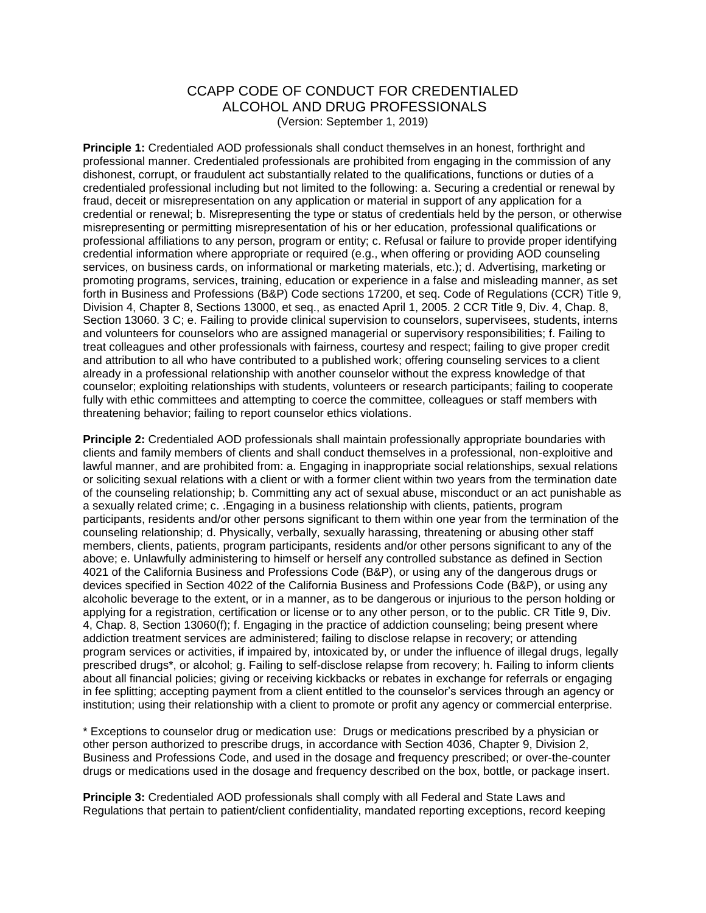# CCAPP CODE OF CONDUCT FOR CREDENTIALED ALCOHOL AND DRUG PROFESSIONALS

(Version: September 1, 2019)

**Principle 1:** Credentialed AOD professionals shall conduct themselves in an honest, forthright and professional manner. Credentialed professionals are prohibited from engaging in the commission of any dishonest, corrupt, or fraudulent act substantially related to the qualifications, functions or duties of a credentialed professional including but not limited to the following: a. Securing a credential or renewal by fraud, deceit or misrepresentation on any application or material in support of any application for a credential or renewal; b. Misrepresenting the type or status of credentials held by the person, or otherwise misrepresenting or permitting misrepresentation of his or her education, professional qualifications or professional affiliations to any person, program or entity; c. Refusal or failure to provide proper identifying credential information where appropriate or required (e.g., when offering or providing AOD counseling services, on business cards, on informational or marketing materials, etc.); d. Advertising, marketing or promoting programs, services, training, education or experience in a false and misleading manner, as set forth in Business and Professions (B&P) Code sections 17200, et seq. Code of Regulations (CCR) Title 9, Division 4, Chapter 8, Sections 13000, et seq., as enacted April 1, 2005. 2 CCR Title 9, Div. 4, Chap. 8, Section 13060. 3 C; e. Failing to provide clinical supervision to counselors, supervisees, students, interns and volunteers for counselors who are assigned managerial or supervisory responsibilities; f. Failing to treat colleagues and other professionals with fairness, courtesy and respect; failing to give proper credit and attribution to all who have contributed to a published work; offering counseling services to a client already in a professional relationship with another counselor without the express knowledge of that counselor; exploiting relationships with students, volunteers or research participants; failing to cooperate fully with ethic committees and attempting to coerce the committee, colleagues or staff members with threatening behavior; failing to report counselor ethics violations.

**Principle 2:** Credentialed AOD professionals shall maintain professionally appropriate boundaries with clients and family members of clients and shall conduct themselves in a professional, non-exploitive and lawful manner, and are prohibited from: a. Engaging in inappropriate social relationships, sexual relations or soliciting sexual relations with a client or with a former client within two years from the termination date of the counseling relationship; b. Committing any act of sexual abuse, misconduct or an act punishable as a sexually related crime; c. .Engaging in a business relationship with clients, patients, program participants, residents and/or other persons significant to them within one year from the termination of the counseling relationship; d. Physically, verbally, sexually harassing, threatening or abusing other staff members, clients, patients, program participants, residents and/or other persons significant to any of the above; e. Unlawfully administering to himself or herself any controlled substance as defined in Section 4021 of the California Business and Professions Code (B&P), or using any of the dangerous drugs or devices specified in Section 4022 of the California Business and Professions Code (B&P), or using any alcoholic beverage to the extent, or in a manner, as to be dangerous or injurious to the person holding or applying for a registration, certification or license or to any other person, or to the public. CR Title 9, Div. 4, Chap. 8, Section 13060(f); f. Engaging in the practice of addiction counseling; being present where addiction treatment services are administered; failing to disclose relapse in recovery; or attending program services or activities, if impaired by, intoxicated by, or under the influence of illegal drugs, legally prescribed drugs*, or alcohol; g. Failing to self-disclose relapse from recovery; h. Failing to inform clients about all financial policies; giving or receiving kickbacks or rebates in exchange for referrals or engaging in fee splitting; accepting payment from a client entitled to the counselor's services through an agency or institution; using their relationship with a client to promote or profit any agency or commercial enterprise.

\* Exceptions to counselor drug or medication use: Drugs or medications prescribed by a physician or other person authorized to prescribe drugs, in accordance with Section 4036, Chapter 9, Division 2, Business and Professions Code, and used in the dosage and frequency prescribed; or over-the-counter drugs or medications used in the dosage and frequency described on the box, bottle, or package insert.

**Principle 3:** Credentialed AOD professionals shall comply with all Federal and State Laws and Regulations that pertain to patient/client confidentiality, mandated reporting exceptions, record keeping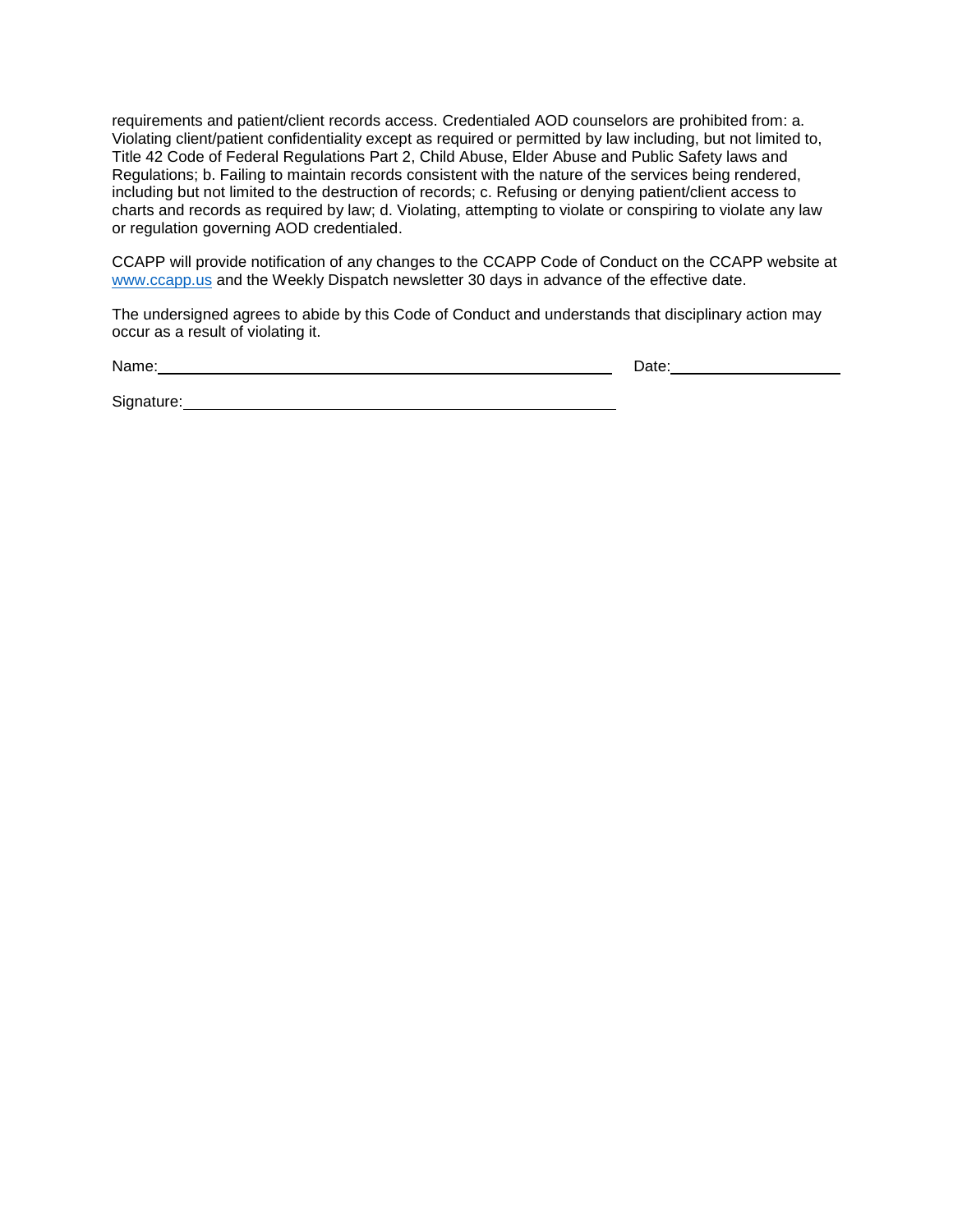requirements and patient/client records access. Credentialed AOD counselors are prohibited from: a. Violating client/patient confidentiality except as required or permitted by law including, but not limited to, Title 42 Code of Federal Regulations Part 2, Child Abuse, Elder Abuse and Public Safety laws and Regulations; b. Failing to maintain records consistent with the nature of the services being rendered, including but not limited to the destruction of records; c. Refusing or denying patient/client access to charts and records as required by law; d. Violating, attempting to violate or conspiring to violate any law or regulation governing AOD credentialed.

CCAPP will provide notification of any changes to the CCAPP Code of Conduct on the CCAPP website at [www.ccapp.us](http://www.ccapp.us) and the Weekly Dispatch newsletter 30 days in advance of the effective date.

The undersigned agrees to abide by this Code of Conduct and understands that disciplinary action may occur as a result of violating it.

Name:______________________________________________ Date:________________

Signature:__________________________________________